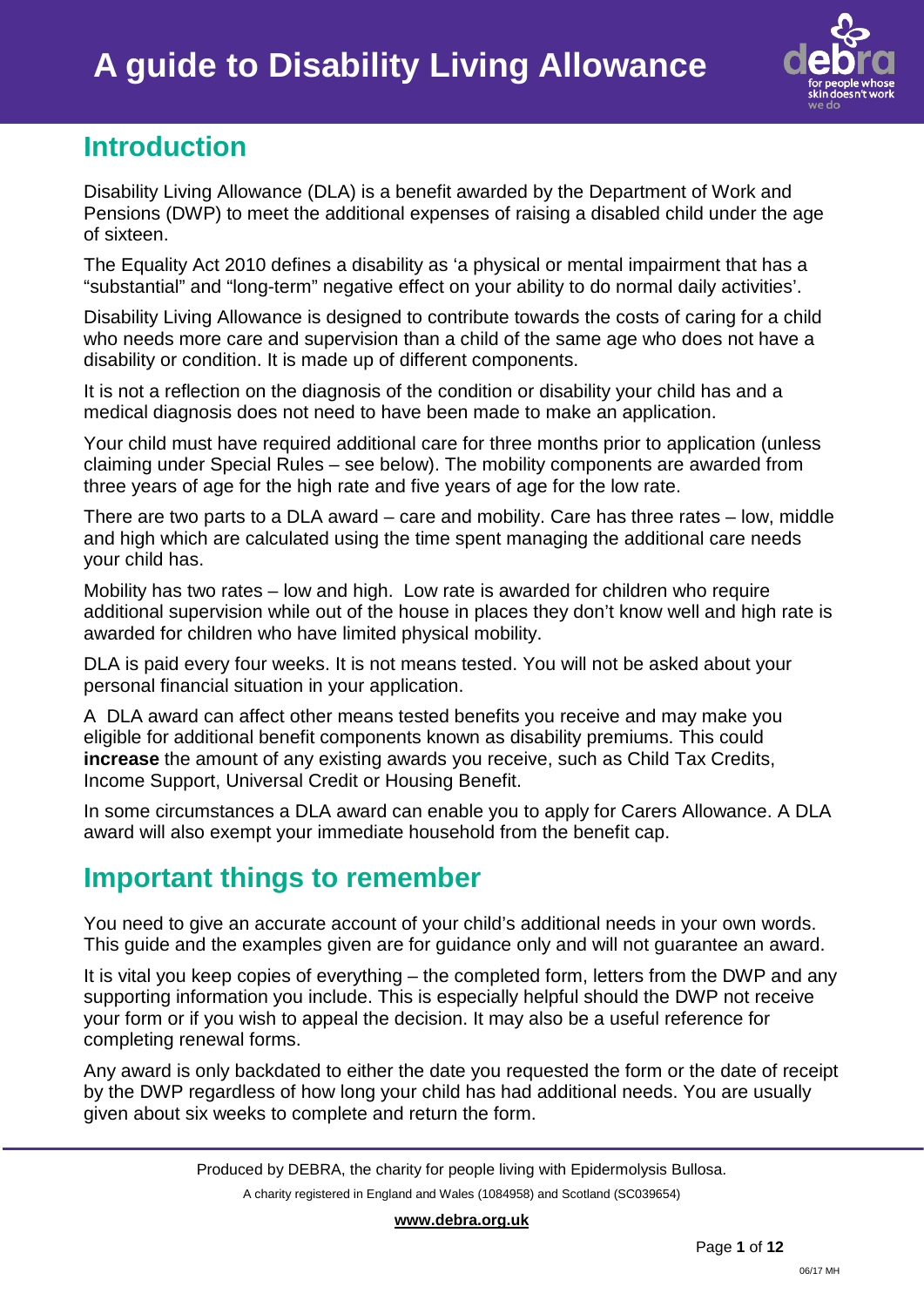# A guide to Disability Living Allowance

## Introduction

Disability Living Allowance (DLA) is a benefit awarded by the Department of Work and Pensions (DWP) to meet the additional expenses of raising a disabled child under the age of sixteen.

The Equality Act 2010 defines a disability as 'a physical or mental impairment that has a "substantial" and "long-term" negative effect on your ability to do normal daily activities'.

Disability Living Allowance is designed to contribute towards the costs of caring for a child who needs more care and supervision than a child of the same age who does not have a disability or condition. It is made up of different components.

It is not a reflection on the diagnosis of the condition or disability your child has and a medical diagnosis does not need to have been made to make an application.

Your child must have required additional care for three months prior to application (unless claiming under Special Rules – see below). The mobility components are awarded from three years of age for the high rate and five years of age for the low rate.

There are two parts to a DLA award – care and mobility. Care has three rates – low, middle and high which are calculated using the time spent managing the additional care needs your child has.

Mobility has two rates – low and high. Low rate is awarded for children who require additional supervision while out of the house in places they don't know well and high rate is awarded for children who have limited physical mobility.

DLA is paid every four weeks. It is not means tested. You will not be asked about your personal financial situation in your application.

A DLA award can affect other means tested benefits you receive and may make you eligible for additional benefit components known as disability premiums. This could **increase** the amount of any existing awards you receive, such as Child Tax Credits, Income Support, Universal Credit or Housing Benefit.

In some circumstances a DLA award can enable you to apply for Carers Allowance. A DLA award will also exempt your immediate household from the benefit cap.

## Important things to remember

You need to give an accurate account of your child's additional needs in your own words. This guide and the examples given are for guidance only and will not guarantee an award.

It is vital you keep copies of everything – the completed form, letters from the DWP and any supporting information you include. This is especially helpful should the DWP not receive your form or if you wish to appeal the decision. It may also be a useful reference for completing renewal forms.

Any award is only backdated to either the date you requested the form or the date of receipt by the DWP regardless of how long your child has had additional needs. You are usually given about six weeks to complete and return the form.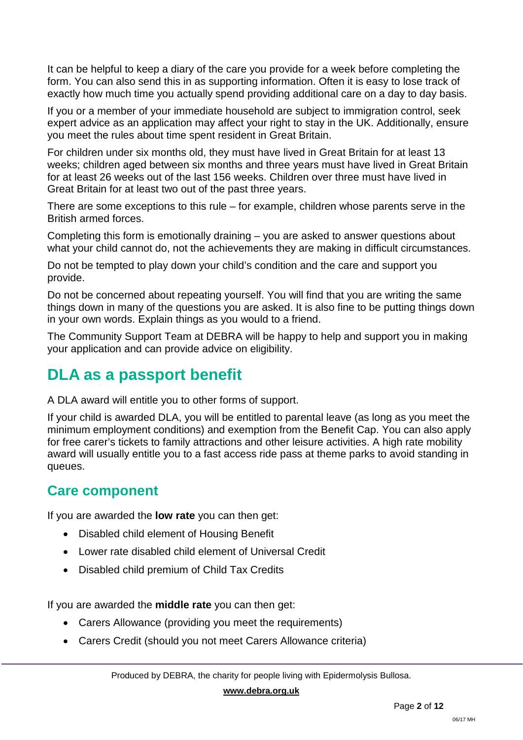It can be helpful to keep a diary of the care you provide for a week before completing the form. You can also send this in as supporting information. Often it is easy to lose track of exactly how much time you actually spend providing additional care on a day to day basis.

If you or a member of your immediate household are subject to immigration control, seek expert advice as an application may affect your right to stay in the UK. Additionally, ensure you meet the rules about time spent resident in Great Britain.

For children under six months old, they must have lived in Great Britain for at least 13 weeks; children aged between six months and three years must have lived in Great Britain for at least 26 weeks out of the last 156 weeks. Children over three must have lived in Great Britain for at least two out of the past three years.

There are some exceptions to this rule – for example, children whose parents serve in the British armed forces.

Completing this form is emotionally draining – you are asked to answer questions about what your child cannot do, not the achievements they are making in difficult circumstances.

Do not be tempted to play down your child's condition and the care and support you provide.

Do not be concerned about repeating yourself. You will find that you are writing the same things down in many of the questions you are asked. It is also fine to be putting things down in your own words. Explain things as you would to a friend.

The Community Support Team at DEBRA will be happy to help and support you in making your application and can provide advice on eligibility.

## DLA as a passport benefit

A DLA award will entitle you to other forms of support.

If your child is awarded DLA, you will be entitled to parental leave (as long as you meet the minimum employment conditions) and exemption from the Benefit Cap. You can also apply for free carer's tickets to family attractions and other leisure activities. A high rate mobility award will usually entitle you to a fast access ride pass at theme parks to avoid standing in queues.

### Care component

If you are awarded the **low rate** you can then get:

- Disabled child element of Housing Benefit
- Lower rate disabled child element of Universal Credit
- Disabled child premium of Child Tax Credits

If you are awarded the **middle rate** you can then get:

- Carers Allowance (providing you meet the requirements)
- Carers Credit (should you not meet Carers Allowance criteria)

Produced by DEBRA, the charity for people living with Epidermolysis Bullosa.

www.debra.org.uk

06/17 MH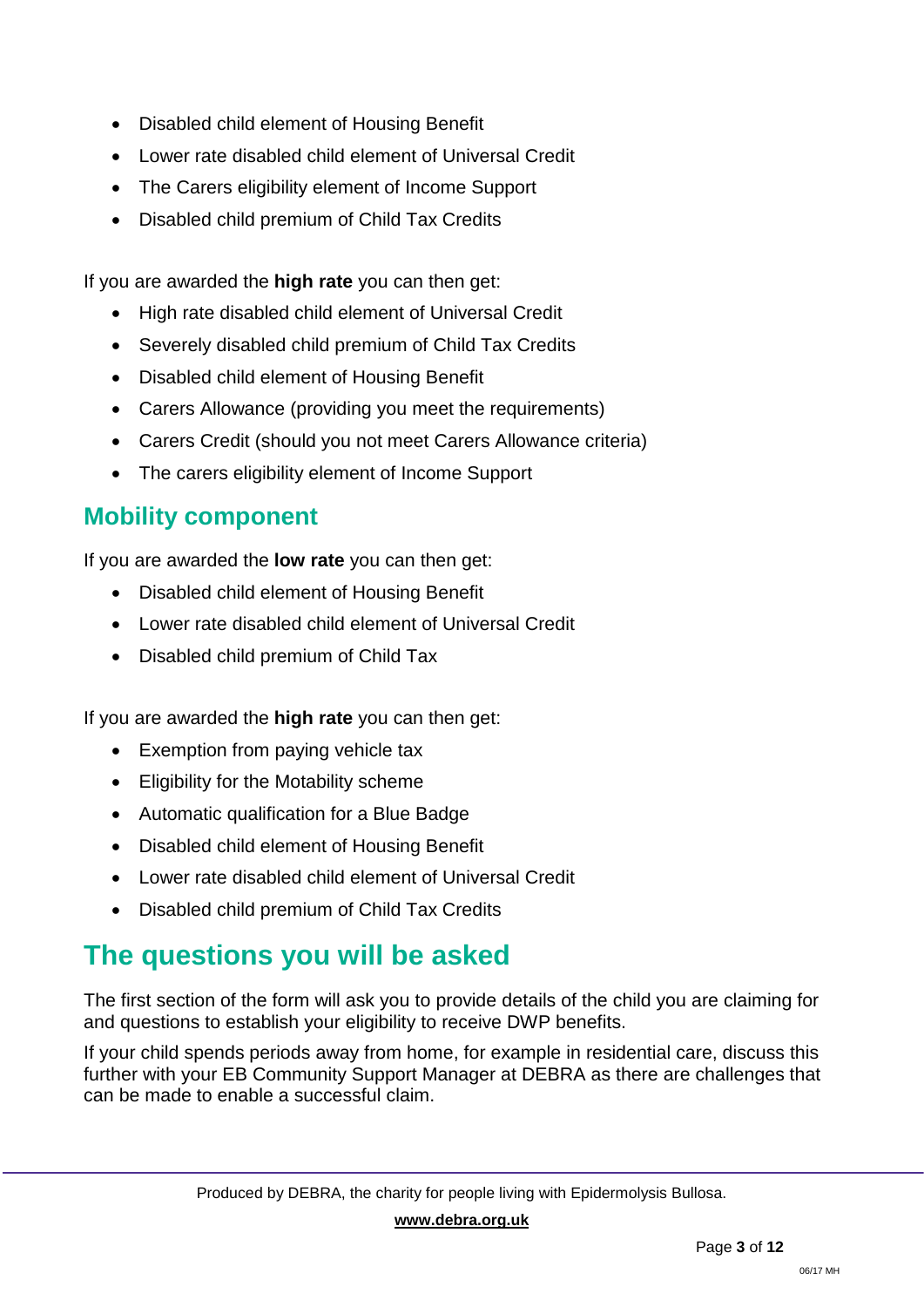- Disabled child element of Housing Benefit
- Lower rate disabled child element of Universal Credit
- The Carers eligibility element of Income Support
- Disabled child premium of Child Tax Credits

If you are awarded the **high rate** you can then get:

- High rate disabled child element of Universal Credit
- Severely disabled child premium of Child Tax Credits
- Disabled child element of Housing Benefit
- Carers Allowance (providing you meet the requirements)
- Carers Credit (should you not meet Carers Allowance criteria)
- The carers eligibility element of Income Support

### Mobility component

If you are awarded the **low rate** you can then get:

- Disabled child element of Housing Benefit
- Lower rate disabled child element of Universal Credit
- Disabled child premium of Child Tax

If you are awarded the **high rate** you can then get:

- Exemption from paying vehicle tax
- Eligibility for the Motability scheme
- Automatic qualification for a Blue Badge
- Disabled child element of Housing Benefit
- Lower rate disabled child element of Universal Credit
- Disabled child premium of Child Tax Credits

## The questions you will be asked

The first section of the form will ask you to provide details of the child you are claiming for and questions to establish your eligibility to receive DWP benefits.

If your child spends periods away from home, for example in residential care, discuss this further with your EB Community Support Manager at DEBRA as there are challenges that can be made to enable a successful claim.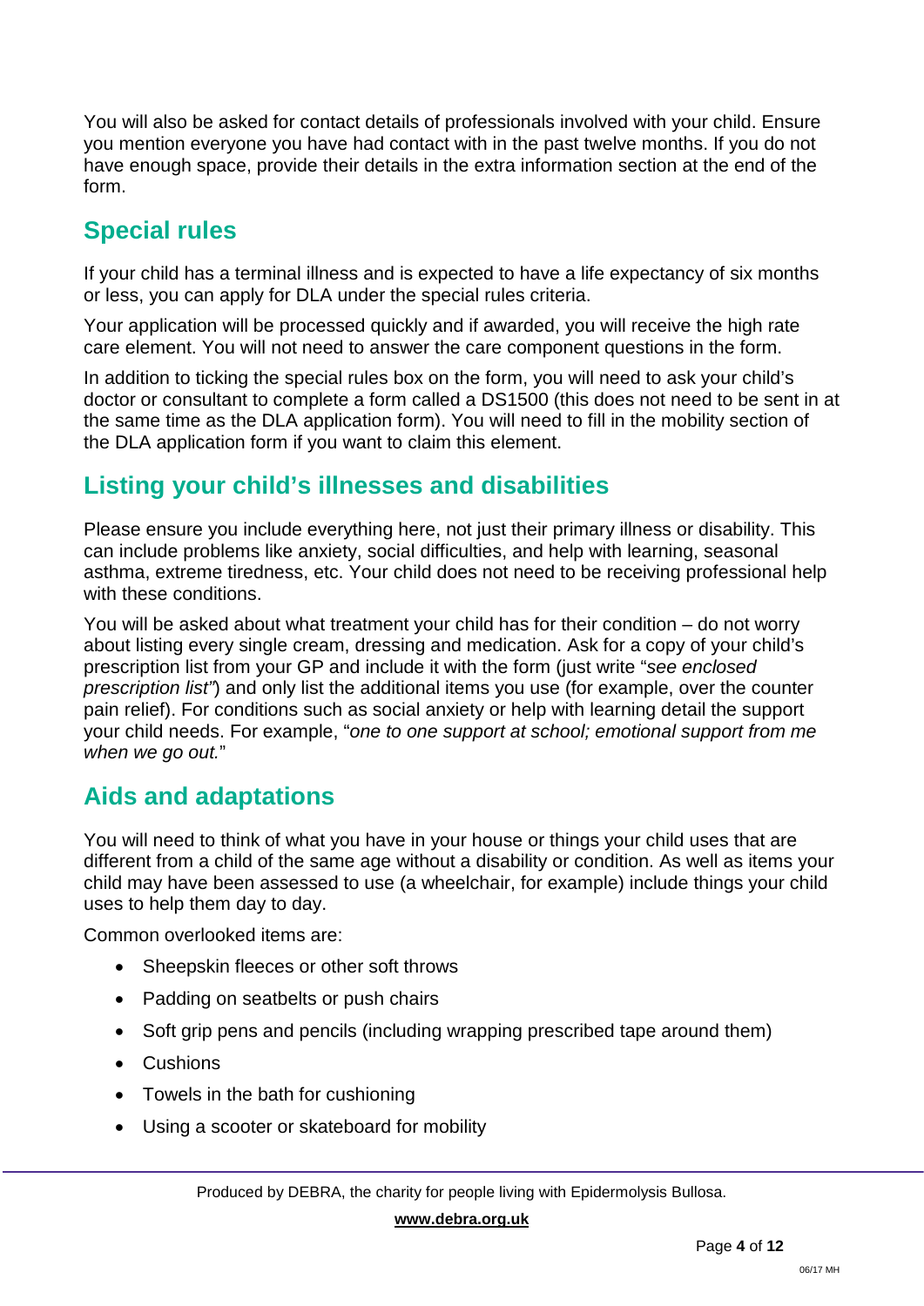You will also be asked for contact details of professionals involved with your child. Ensure you mention everyone you have had contact with in the past twelve months. If you do not have enough space, provide their details in the extra information section at the end of the form.

## Special rules

If your child has a terminal illness and is expected to have a life expectancy of six months or less, you can apply for DLA under the special rules criteria.

Your application will be processed quickly and if awarded, you will receive the high rate care element. You will not need to answer the care component questions in the form.

In addition to ticking the special rules box on the form, you will need to ask your child's doctor or consultant to complete a form called a DS1500 (this does not need to be sent in at the same time as the DLA application form). You will need to fill in the mobility section of the DLA application form if you want to claim this element.

## Listing your child's illnesses and disabilities

Please ensure you include everything here, not just their primary illness or disability. This can include problems like anxiety, social difficulties, and help with learning, seasonal asthma, extreme tiredness, etc. Your child does not need to be receiving professional help with these conditions.

You will be asked about what treatment your child has for their condition – do not worry about listing every single cream, dressing and medication. Ask for a copy of your child's prescription list from your GP and include it with the form (just write "*see enclosed prescription list"*) and only list the additional items you use (for example, over the counter pain relief). For conditions such as social anxiety or help with learning detail the support your child needs. For example, "*one to one support at school; emotional support from me when we go out.*"

## Aids and adaptations

You will need to think of what you have in your house or things your child uses that are different from a child of the same age without a disability or condition. As well as items your child may have been assessed to use (a wheelchair, for example) include things your child uses to help them day to day.

Common overlooked items are:

- Sheepskin fleeces or other soft throws
- Padding on seatbelts or push chairs
- Soft grip pens and pencils (including wrapping prescribed tape around them)
- Cushions
- Towels in the bath for cushioning
- Using a scooter or skateboard for mobility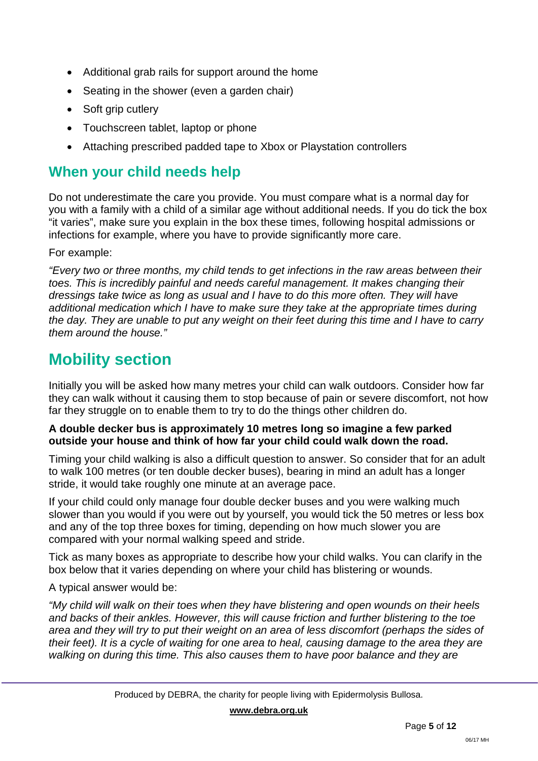- Additional grab rails for support around the home
- Seating in the shower (even a garden chair)
- Soft grip cutlery
- Touchscreen tablet, laptop or phone
- Attaching prescribed padded tape to Xbox or Playstation controllers

## When your child needs help

Do not underestimate the care you provide. You must compare what is a normal day for you with a family with a child of a similar age without additional needs. If you do tick the box "it varies", make sure you explain in the box these times, following hospital admissions or infections for example, where you have to provide significantly more care.

For example:

*"Every two or three months, my child tends to get infections in the raw areas between their toes. This is incredibly painful and needs careful management. It makes changing their dressings take twice as long as usual and I have to do this more often. They will have additional medication which I have to make sure they take at the appropriate times during the day. They are unable to put any weight on their feet during this time and I have to carry them around the house."*

# Mobility section

Initially you will be asked how many metres your child can walk outdoors. Consider how far they can walk without it causing them to stop because of pain or severe discomfort, not how far they struggle on to enable them to try to do the things other children do.

**A double decker bus is approximately 10 metres long so imagine a few parked outside your house and think of how far your child could walk down the road.**

Timing your child walking is also a difficult question to answer. So consider that for an adult to walk 100 metres (or ten double decker buses), bearing in mind an adult has a longer stride, it would take roughly one minute at an average pace.

If your child could only manage four double decker buses and you were walking much slower than you would if you were out by yourself, you would tick the 50 metres or less box and any of the top three boxes for timing, depending on how much slower you are compared with your normal walking speed and stride.

Tick as many boxes as appropriate to describe how your child walks. You can clarify in the box below that it varies depending on where your child has blistering or wounds.

A typical answer would be:

*"My child will walk on their toes when they have blistering and open wounds on their heels and backs of their ankles. However, this will cause friction and further blistering to the toe area and they will try to put their weight on an area of less discomfort (perhaps the sides of their feet). It is a cycle of waiting for one area to heal, causing damage to the area they are walking on during this time. This also causes them to have poor balance and they are*

Produced by DEBRA, the charity for people living with Epidermolysis Bullosa.

**www.debra.org.uk**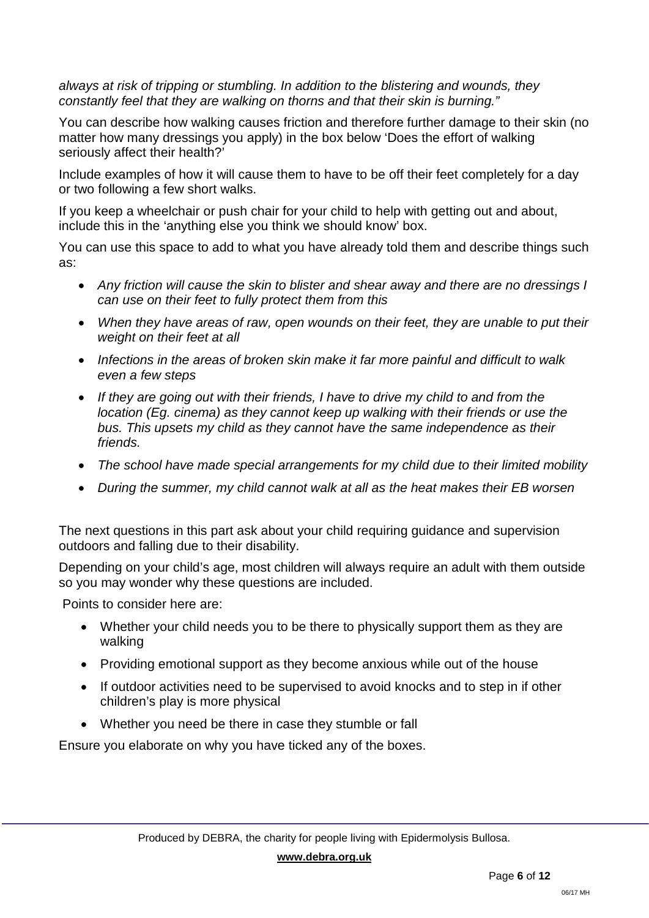*always at risk of tripping or stumbling. In addition to the blistering and wounds, they constantly feel that they are walking on thorns and that their skin is burning."*

You can describe how walking causes friction and therefore further damage to their skin (no matter how many dressings you apply) in the box below 'Does the effort of walking seriously affect their health?'

Include examples of how it will cause them to have to be off their feet completely for a day or two following a few short walks.

If you keep a wheelchair or push chair for your child to help with getting out and about, include this in the 'anything else you think we should know' box.

You can use this space to add to what you have already told them and describe things such as:

- *Any friction will cause the skin to blister and shear away and there are no dressings I can use on their feet to fully protect them from this*
- *When they have areas of raw, open wounds on their feet, they are unable to put their weight on their feet at all*
- *Infections in the areas of broken skin make it far more painful and difficult to walk even a few steps*
- *If they are going out with their friends, I have to drive my child to and from the location (Eg. cinema) as they cannot keep up walking with their friends or use the bus. This upsets my child as they cannot have the same independence as their friends.*
- *The school have made special arrangements for my child due to their limited mobility*
- *During the summer, my child cannot walk at all as the heat makes their EB worsen*

The next questions in this part ask about your child requiring guidance and supervision outdoors and falling due to their disability.

Depending on your child's age, most children will always require an adult with them outside so you may wonder why these questions are included.

Points to consider here are:

- Whether your child needs you to be there to physically support them as they are walking
- Providing emotional support as they become anxious while out of the house
- If outdoor activities need to be supervised to avoid knocks and to step in if other children's play is more physical
- Whether you need be there in case they stumble or fall

Ensure you elaborate on why you have ticked any of the boxes.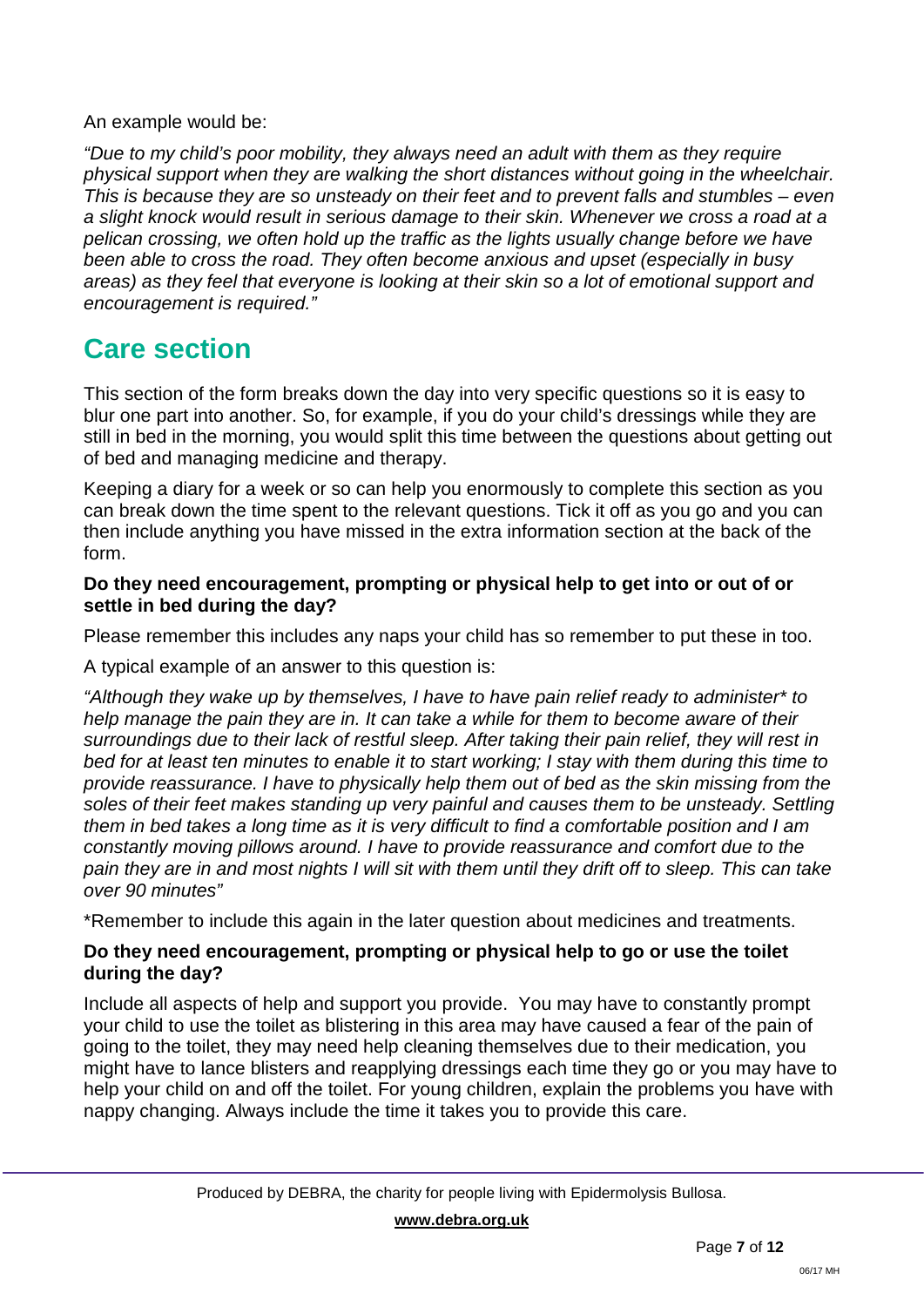An example would be:

*"Due to my child's poor mobility, they always need an adult with them as they require physical support when they are walking the short distances without going in the wheelchair. This is because they are so unsteady on their feet and to prevent falls and stumbles – even a slight knock would result in serious damage to their skin. Whenever we cross a road at a pelican crossing, we often hold up the traffic as the lights usually change before we have been able to cross the road. They often become anxious and upset (especially in busy areas) as they feel that everyone is looking at their skin so a lot of emotional support and encouragement is required."*

## Care section

This section of the form breaks down the day into very specific questions so it is easy to blur one part into another. So, for example, if you do your child's dressings while they are still in bed in the morning, you would split this time between the questions about getting out of bed and managing medicine and therapy.

Keeping a diary for a week or so can help you enormously to complete this section as you can break down the time spent to the relevant questions. Tick it off as you go and you can then include anything you have missed in the extra information section at the back of the form.

**Do they need encouragement, prompting or physical help to get into or out of or settle in bed during the day?**

Please remember this includes any naps your child has so remember to put these in too.

A typical example of an answer to this question is:

*"Although they wake up by themselves, I have to have pain relief ready to administer* to help manage the pain they are in. It can take a while for them to become aware of their surroundings due to their lack of restful sleep. After taking their pain relief, they will rest in bed for at least ten minutes to enable it to start working; I stay with them during this time to provide reassurance. I have to physically help them out of bed as the skin missing from the soles of their feet makes standing up very painful and causes them to be unsteady. Settling them in bed takes a long time as it is very difficult to find a comfortable position and I am constantly moving pillows around. I have to provide reassurance and comfort due to the pain they are in and most nights I will sit with them until they drift off to sleep. This can take over 90 minutes"*

*Remember to include this again in the later question about medicines and treatments.

**Do they need encouragement, prompting or physical help to go or use the toilet during the day?**

Include all aspects of help and support you provide. You may have to constantly prompt your child to use the toilet as blistering in this area may have caused a fear of the pain of going to the toilet, they may need help cleaning themselves due to their medication, you might have to lance blisters and reapplying dressings each time they go or you may have to help your child on and off the toilet. For young children, explain the problems you have with nappy changing. Always include the time it takes you to provide this care.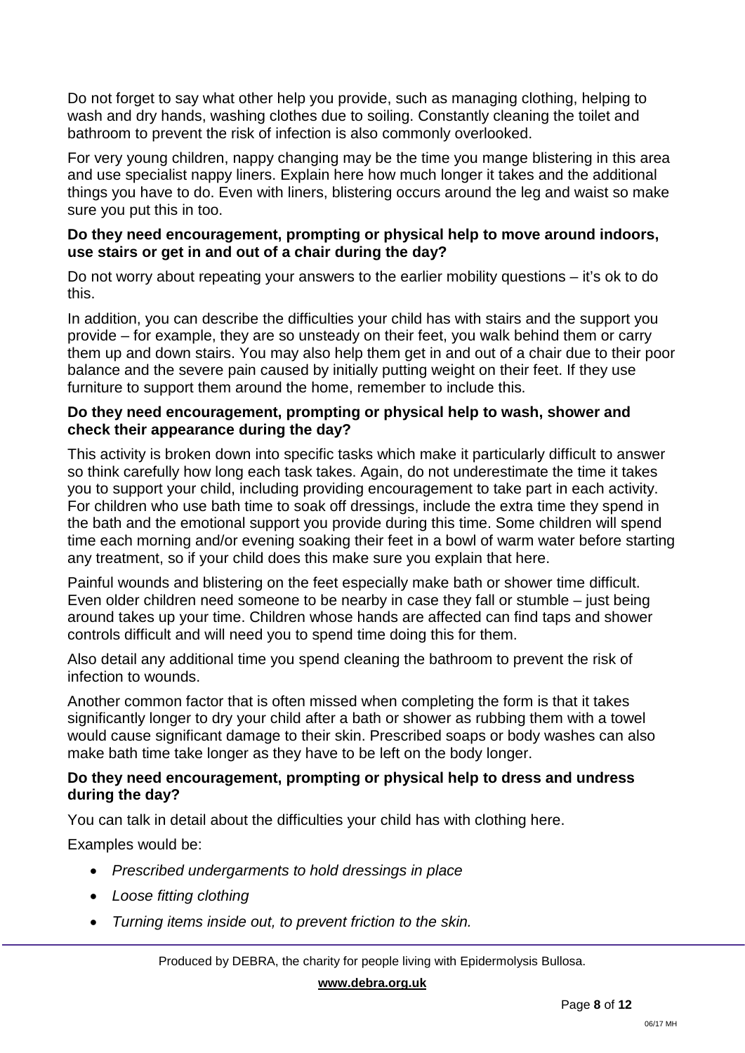Do not forget to say what other help you provide, such as managing clothing, helping to wash and dry hands, washing clothes due to soiling. Constantly cleaning the toilet and bathroom to prevent the risk of infection is also commonly overlooked.

For very young children, nappy changing may be the time you mange blistering in this area and use specialist nappy liners. Explain here how much longer it takes and the additional things you have to do. Even with liners, blistering occurs around the leg and waist so make sure you put this in too.

**Do they need encouragement, prompting or physical help to move around indoors, use stairs or get in and out of a chair during the day?**

Do not worry about repeating your answers to the earlier mobility questions – it's ok to do this.

In addition, you can describe the difficulties your child has with stairs and the support you provide – for example, they are so unsteady on their feet, you walk behind them or carry them up and down stairs. You may also help them get in and out of a chair due to their poor balance and the severe pain caused by initially putting weight on their feet. If they use furniture to support them around the home, remember to include this.

**Do they need encouragement, prompting or physical help to wash, shower and check their appearance during the day?**

This activity is broken down into specific tasks which make it particularly difficult to answer so think carefully how long each task takes. Again, do not underestimate the time it takes you to support your child, including providing encouragement to take part in each activity. For children who use bath time to soak off dressings, include the extra time they spend in the bath and the emotional support you provide during this time. Some children will spend time each morning and/or evening soaking their feet in a bowl of warm water before starting any treatment, so if your child does this make sure you explain that here.

Painful wounds and blistering on the feet especially make bath or shower time difficult. Even older children need someone to be nearby in case they fall or stumble – just being around takes up your time. Children whose hands are affected can find taps and shower controls difficult and will need you to spend time doing this for them.

Also detail any additional time you spend cleaning the bathroom to prevent the risk of infection to wounds.

Another common factor that is often missed when completing the form is that it takes significantly longer to dry your child after a bath or shower as rubbing them with a towel would cause significant damage to their skin. Prescribed soaps or body washes can also make bath time take longer as they have to be left on the body longer.

**Do they need encouragement, prompting or physical help to dress and undress during the day?**

You can talk in detail about the difficulties your child has with clothing here.

Examples would be:

- *Prescribed undergarments to hold dressings in place*
- *Loose fitting clothing*
- *Turning items inside out, to prevent friction to the skin.*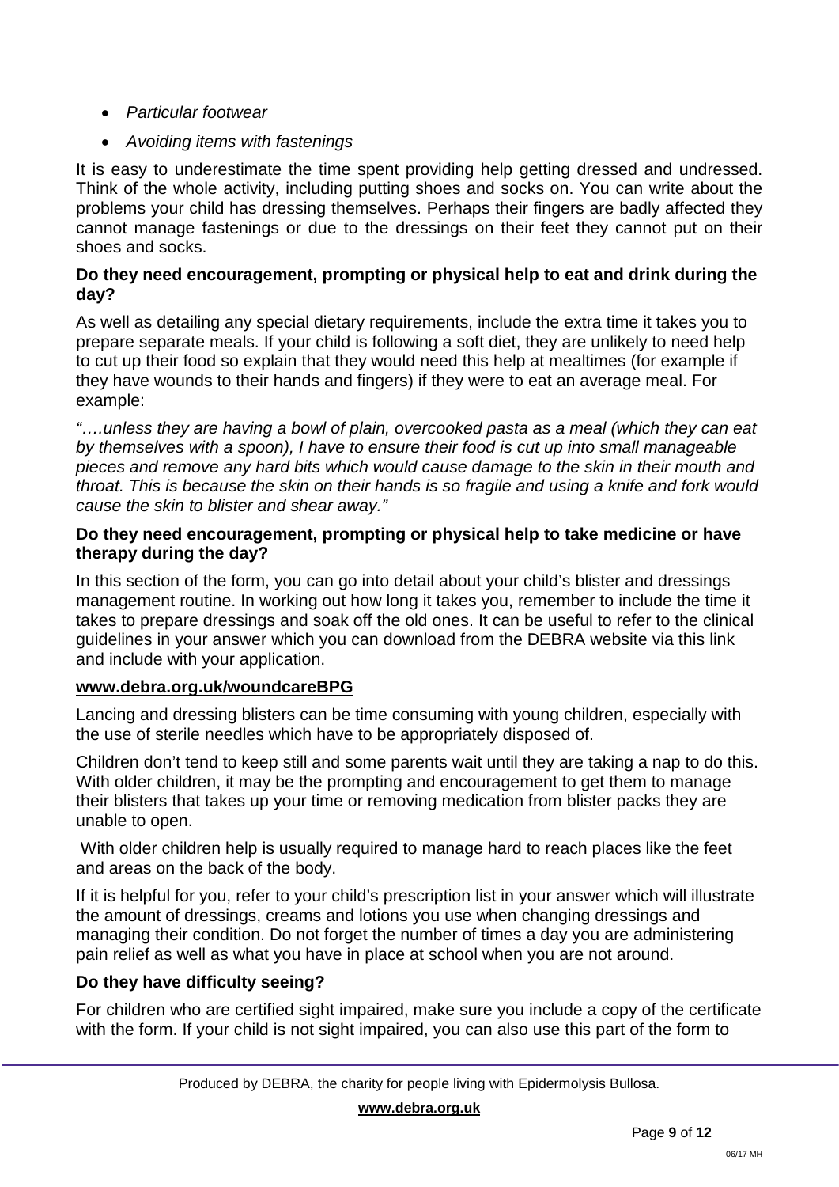- *Particular footwear*
- *Avoiding items with fastenings*

It is easy to underestimate the time spent providing help getting dressed and undressed. Think of the whole activity, including putting shoes and socks on. You can write about the problems your child has dressing themselves. Perhaps their fingers are badly affected they cannot manage fastenings or due to the dressings on their feet they cannot put on their shoes and socks.

**Do they need encouragement, prompting or physical help to eat and drink during the day?**

As well as detailing any special dietary requirements, include the extra time it takes you to prepare separate meals. If your child is following a soft diet, they are unlikely to need help to cut up their food so explain that they would need this help at mealtimes (for example if they have wounds to their hands and fingers) if they were to eat an average meal. For example:

*"….unless they are having a bowl of plain, overcooked pasta as a meal (which they can eat by themselves with a spoon), I have to ensure their food is cut up into small manageable pieces and remove any hard bits which would cause damage to the skin in their mouth and throat. This is because the skin on their hands is so fragile and using a knife and fork would cause the skin to blister and shear away."*

**Do they need encouragement, prompting or physical help to take medicine or have therapy during the day?**

In this section of the form, you can go into detail about your child's blister and dressings management routine. In working out how long it takes you, remember to include the time it takes to prepare dressings and soak off the old ones. It can be useful to refer to the clinical guidelines in your answer which you can download from the DEBRA website via this link and include with your application.

**www.debra.org.uk/woundcareBPG**

Lancing and dressing blisters can be time consuming with young children, especially with the use of sterile needles which have to be appropriately disposed of.

Children don't tend to keep still and some parents wait until they are taking a nap to do this. With older children, it may be the prompting and encouragement to get them to manage their blisters that takes up your time or removing medication from blister packs they are unable to open.

With older children help is usually required to manage hard to reach places like the feet and areas on the back of the body.

If it is helpful for you, refer to your child's prescription list in your answer which will illustrate the amount of dressings, creams and lotions you use when changing dressings and managing their condition. Do not forget the number of times a day you are administering pain relief as well as what you have in place at school when you are not around.

**Do they have difficulty seeing?**

For children who are certified sight impaired, make sure you include a copy of the certificate with the form. If your child is not sight impaired, you can also use this part of the form to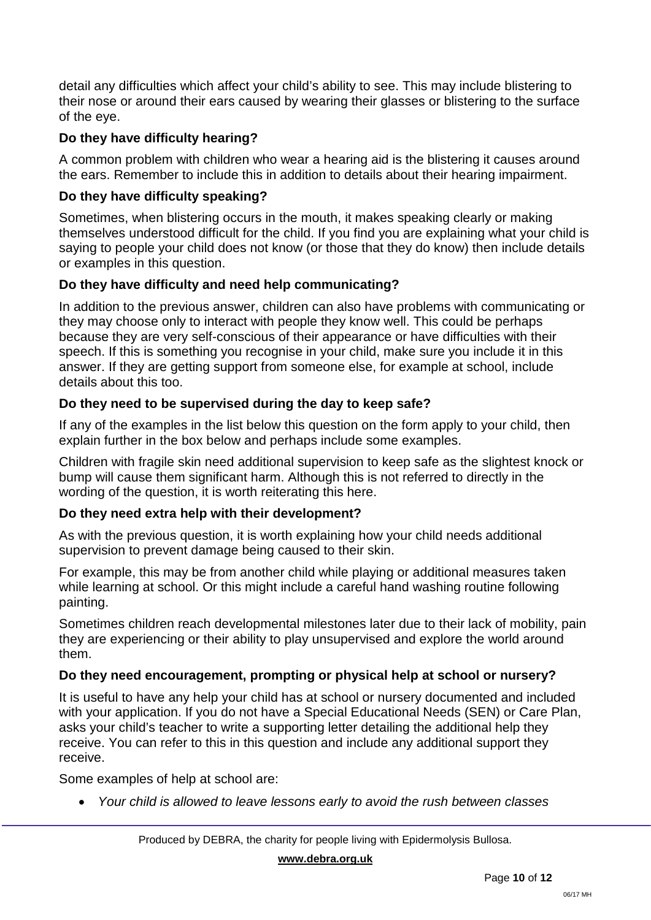detail any difficulties which affect your child's ability to see. This may include blistering to their nose or around their ears caused by wearing their glasses or blistering to the surface of the eye.

**Do they have difficulty hearing?**

A common problem with children who wear a hearing aid is the blistering it causes around the ears. Remember to include this in addition to details about their hearing impairment.

**Do they have difficulty speaking?**

Sometimes, when blistering occurs in the mouth, it makes speaking clearly or making themselves understood difficult for the child. If you find you are explaining what your child is saying to people your child does not know (or those that they do know) then include details or examples in this question.

**Do they have difficulty and need help communicating?**

In addition to the previous answer, children can also have problems with communicating or they may choose only to interact with people they know well. This could be perhaps because they are very self-conscious of their appearance or have difficulties with their speech. If this is something you recognise in your child, make sure you include it in this answer. If they are getting support from someone else, for example at school, include details about this too.

**Do they need to be supervised during the day to keep safe?**

If any of the examples in the list below this question on the form apply to your child, then explain further in the box below and perhaps include some examples.

Children with fragile skin need additional supervision to keep safe as the slightest knock or bump will cause them significant harm. Although this is not referred to directly in the wording of the question, it is worth reiterating this here.

**Do they need extra help with their development?**

As with the previous question, it is worth explaining how your child needs additional supervision to prevent damage being caused to their skin.

For example, this may be from another child while playing or additional measures taken while learning at school. Or this might include a careful hand washing routine following painting.

Sometimes children reach developmental milestones later due to their lack of mobility, pain they are experiencing or their ability to play unsupervised and explore the world around them.

**Do they need encouragement, prompting or physical help at school or nursery?**

It is useful to have any help your child has at school or nursery documented and included with your application. If you do not have a Special Educational Needs (SEN) or Care Plan, asks your child's teacher to write a supporting letter detailing the additional help they receive. You can refer to this in this question and include any additional support they receive.

Some examples of help at school are:

- *Your child is allowed to leave lessons early to avoid the rush between classes*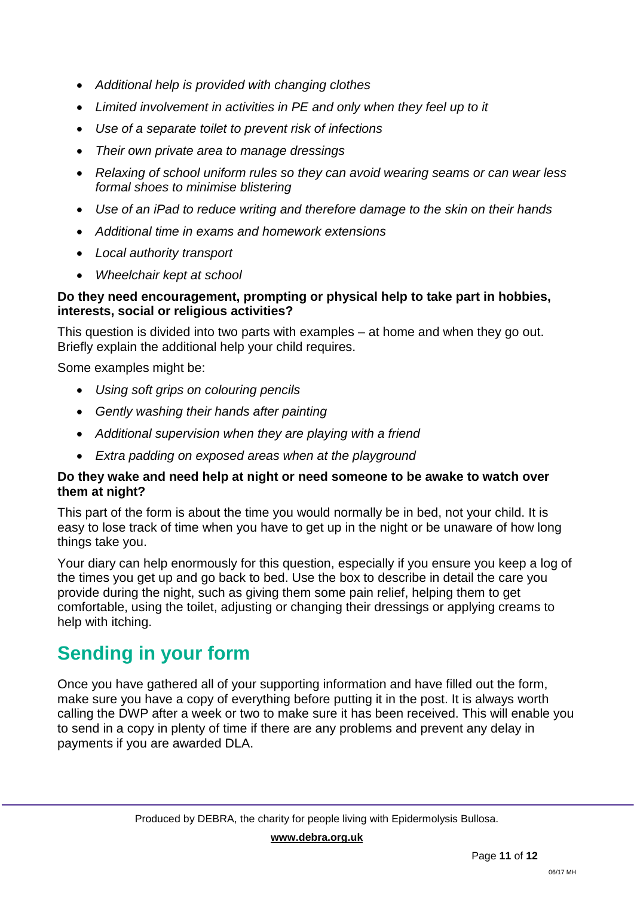- *Additional help is provided with changing clothes*
- *Limited involvement in activities in PE and only when they feel up to it*
- *Use of a separate toilet to prevent risk of infections*
- *Their own private area to manage dressings*
- *Relaxing of school uniform rules so they can avoid wearing seams or can wear less formal shoes to minimise blistering*
- *Use of an iPad to reduce writing and therefore damage to the skin on their hands*
- *Additional time in exams and homework extensions*
- *Local authority transport*
- *Wheelchair kept at school*

**Do they need encouragement, prompting or physical help to take part in hobbies, interests, social or religious activities?**

This question is divided into two parts with examples – at home and when they go out. Briefly explain the additional help your child requires.

Some examples might be:

- *Using soft grips on colouring pencils*
- *Gently washing their hands after painting*
- *Additional supervision when they are playing with a friend*
- *Extra padding on exposed areas when at the playground*

**Do they wake and need help at night or need someone to be awake to watch over them at night?**

This part of the form is about the time you would normally be in bed, not your child. It is easy to lose track of time when you have to get up in the night or be unaware of how long things take you.

Your diary can help enormously for this question, especially if you ensure you keep a log of the times you get up and go back to bed. Use the box to describe in detail the care you provide during the night, such as giving them some pain relief, helping them to get comfortable, using the toilet, adjusting or changing their dressings or applying creams to help with itching.

## Sending in your form

Once you have gathered all of your supporting information and have filled out the form, make sure you have a copy of everything before putting it in the post. It is always worth calling the DWP after a week or two to make sure it has been received. This will enable you to send in a copy in plenty of time if there are any problems and prevent any delay in payments if you are awarded DLA.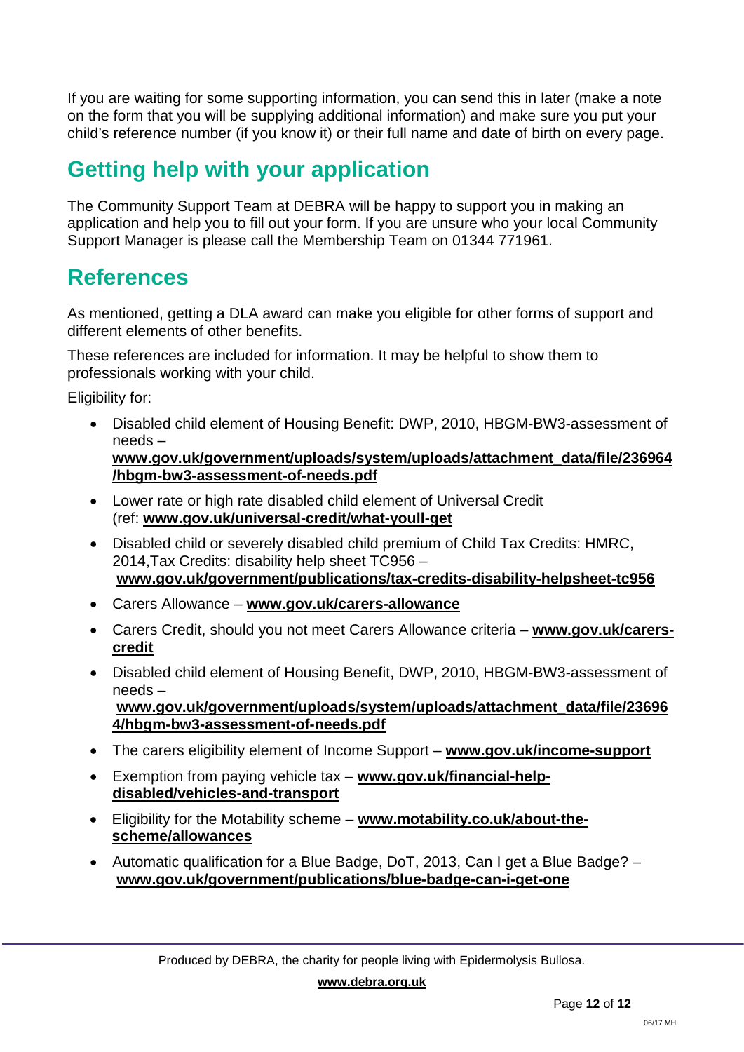If you are waiting for some supporting information, you can send this in later (make a note on the form that you will be supplying additional information) and make sure you put your child's reference number (if you know it) or their full name and date of birth on every page.

## Getting help with your application

The Community Support Team at DEBRA will be happy to support you in making an application and help you to fill out your form. If you are unsure who your local Community Support Manager is please call the Membership Team on 01344 771961.

## References

As mentioned, getting a DLA award can make you eligible for other forms of support and different elements of other benefits.

These references are included for information. It may be helpful to show them to professionals working with your child.

Eligibility for:

- Disabled child element of Housing Benefit: DWP, 2010, HBGM-BW3-assessment of needs – **www.gov.uk/government/uploads/system/uploads/attachment_data/file/236964/hbgm-bw3-assessment-of-needs.pdf**
- Lower rate or high rate disabled child element of Universal Credit (ref: **www.gov.uk/universal-credit/what-youll-get**
- Disabled child or severely disabled child premium of Child Tax Credits: HMRC, 2014,Tax Credits: disability help sheet TC956 – **www.gov.uk/government/publications/tax-credits-disability-helpsheet-tc956**
- Carers Allowance – **www.gov.uk/carers-allowance**
- Carers Credit, should you not meet Carers Allowance criteria – **www.gov.uk/carers-credit**
- Disabled child element of Housing Benefit, DWP, 2010, HBGM-BW3-assessment of needs – **www.gov.uk/government/uploads/system/uploads/attachment_data/file/236964/hbgm-bw3-assessment-of-needs.pdf**
- The carers eligibility element of Income Support – **www.gov.uk/income-support**
- Exemption from paying vehicle tax – **www.gov.uk/financial-help-disabled/vehicles-and-transport**
- Eligibility for the Motability scheme – **www.motability.co.uk/about-the-scheme/allowances**
- Automatic qualification for a Blue Badge, DoT, 2013, Can I get a Blue Badge? – **www.gov.uk/government/publications/blue-badge-can-i-get-one**

Produced by DEBRA, the charity for people living with Epidermolysis Bullosa.

**www.debra.org.uk**

06/17 MH